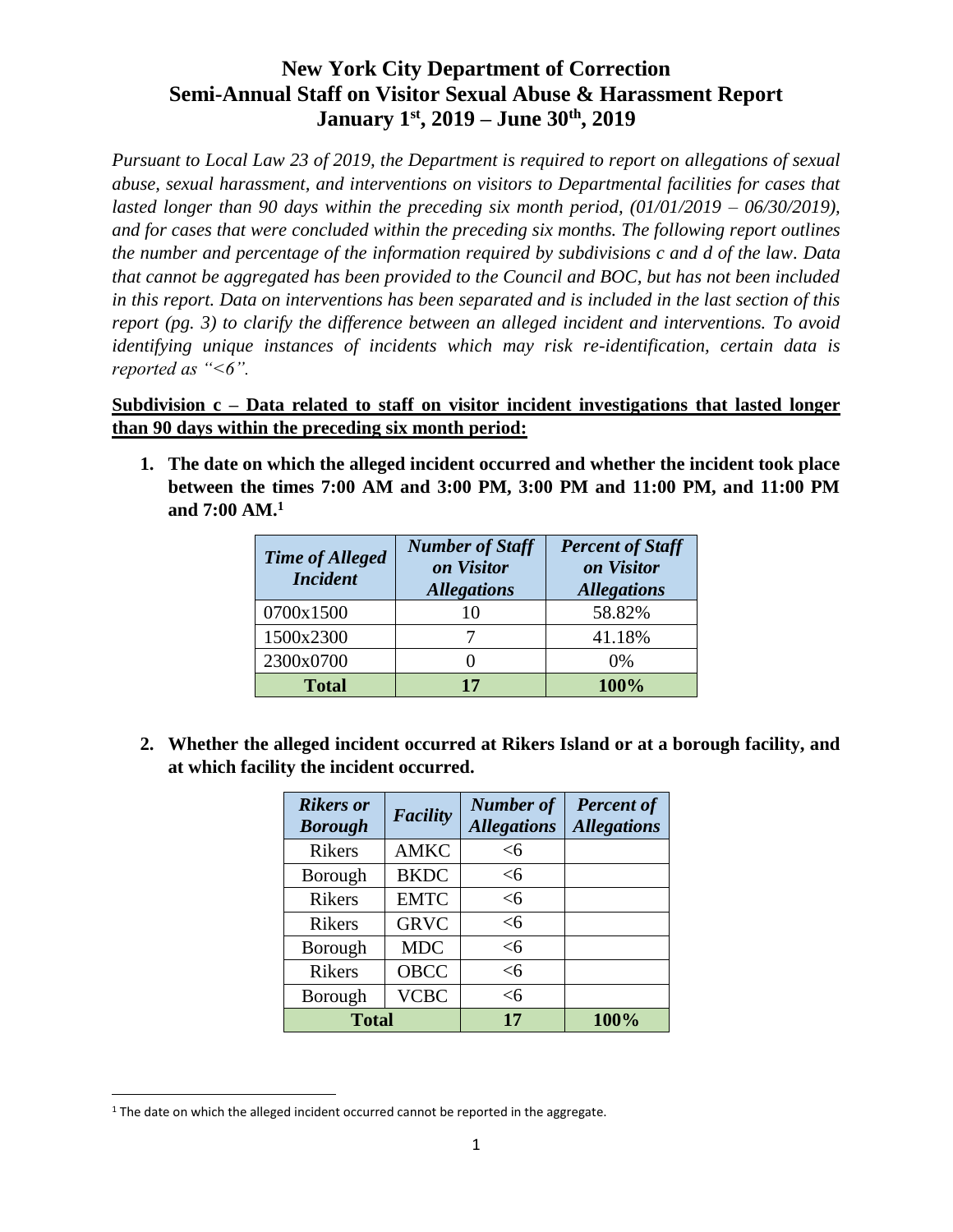# New York City Department of Correction
# Semi-Annual Staff on Visitor Sexual Abuse & Harassment Report
# January 1st, 2019 – June 30th, 2019

*Pursuant to Local Law 23 of 2019, the Department is required to report on allegations of sexual abuse, sexual harassment, and interventions on visitors to Departmental facilities for cases that lasted longer than 90 days within the preceding six month period, (01/01/2019 – 06/30/2019), and for cases that were concluded within the preceding six months. The following report outlines the number and percentage of the information required by subdivisions c and d of the law. Data that cannot be aggregated has been provided to the Council and BOC, but has not been included in this report. Data on interventions has been separated and is included in the last section of this report (pg. 3) to clarify the difference between an alleged incident and interventions. To avoid identifying unique instances of incidents which may risk re-identification, certain data is reported as "<6".*

**Subdivision c – Data related to staff on visitor incident investigations that lasted longer than 90 days within the preceding six month period:**

1. **The date on which the alleged incident occurred and whether the incident took place between the times 7:00 AM and 3:00 PM, 3:00 PM and 11:00 PM, and 11:00 PM and 7:00 AM.[1]**

| *Time of Alleged Incident* | *Number of Staff on Visitor Allegations* | *Percent of Staff on Visitor Allegations* |
|---|---|---|
| 0700x1500 | 10 | 58.82% |
| 1500x2300 | 7 | 41.18% |
| 2300x0700 | 0 | 0% |
| **Total** | **17** | **100%** |

2. **Whether the alleged incident occurred at Rikers Island or at a borough facility, and at which facility the incident occurred.**

| *Rikers or Borough* | *Facility* | *Number of Allegations* | *Percent of Allegations* |
|---|---|---|---|
| Rikers | AMKC | <6 | |
| Borough | BKDC | <6 | |
| Rikers | EMTC | <6 | |
| Rikers | GRVC | <6 | |
| Borough | MDC | <6 | |
| Rikers | OBCC | <6 | |
| Borough | VCBC | <6 | |
| **Total** | | **17** | **100%** |

[1] The date on which the alleged incident occurred cannot be reported in the aggregate.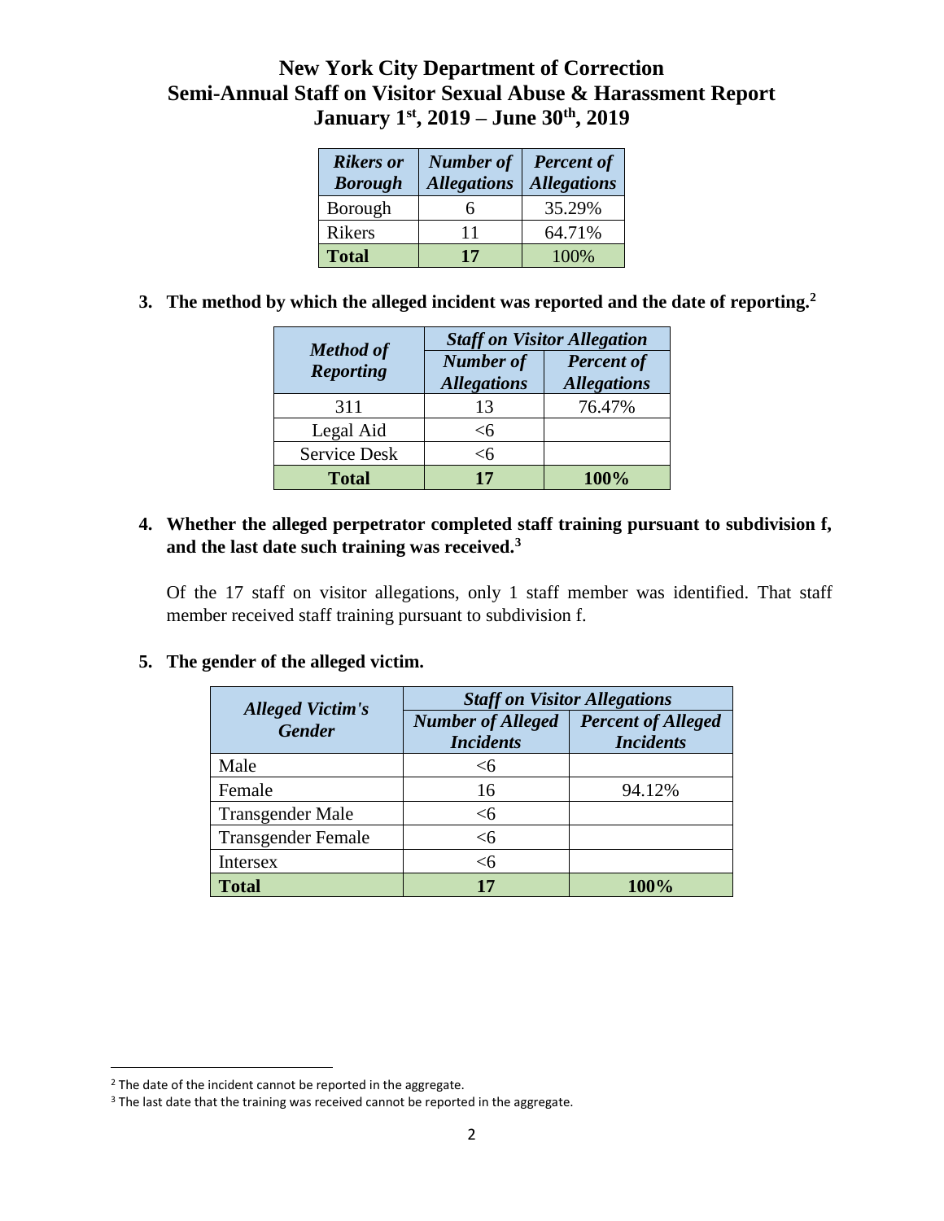# New York City Department of Correction
# Semi-Annual Staff on Visitor Sexual Abuse & Harassment Report
# January 1st, 2019 – June 30th, 2019

| *Rikers or Borough* | *Number of Allegations* | *Percent of Allegations* |
|---|---|---|
| Borough | 6 | 35.29% |
| Rikers | 11 | 64.71% |
| **Total** | **17** | 100% |

**3. The method by which the alleged incident was reported and the date of reporting.**[2]

| *Method of Reporting* | *Staff on Visitor Allegation* | |
|---|---|---|
| | *Number of Allegations* | *Percent of Allegations* |
| 311 | 13 | 76.47% |
| Legal Aid | <6 | |
| Service Desk | <6 | |
| **Total** | **17** | **100%** |

**4. Whether the alleged perpetrator completed staff training pursuant to subdivision f, and the last date such training was received.**[3]

Of the 17 staff on visitor allegations, only 1 staff member was identified. That staff member received staff training pursuant to subdivision f.

**5. The gender of the alleged victim.**

| *Alleged Victim's Gender* | *Staff on Visitor Allegations* | |
|---|---|---|
| | *Number of Alleged Incidents* | *Percent of Alleged Incidents* |
| Male | <6 | |
| Female | 16 | 94.12% |
| Transgender Male | <6 | |
| Transgender Female | <6 | |
| Intersex | <6 | |
| **Total** | **17** | **100%** |

[2] The date of the incident cannot be reported in the aggregate.

[3] The last date that the training was received cannot be reported in the aggregate.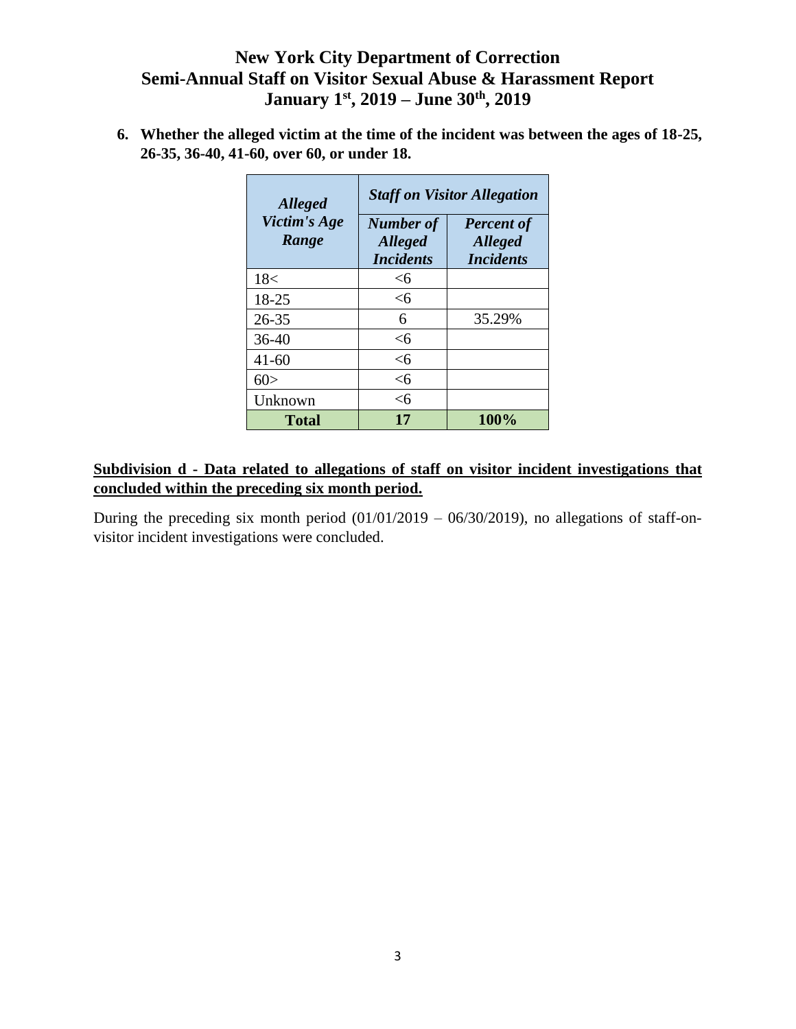# New York City Department of Correction
# Semi-Annual Staff on Visitor Sexual Abuse & Harassment Report
# January 1st, 2019 – June 30th, 2019

**6. Whether the alleged victim at the time of the incident was between the ages of 18-25, 26-35, 36-40, 41-60, over 60, or under 18.**

| *Alleged Victim's Age Range* | *Staff on Visitor Allegation* | |
|---|---|---|
| | *Number of Alleged Incidents* | *Percent of Alleged Incidents* |
| 18< | <6 | |
| 18-25 | <6 | |
| 26-35 | 6 | 35.29% |
| 36-40 | <6 | |
| 41-60 | <6 | |
| 60> | <6 | |
| Unknown | <6 | |
| **Total** | **17** | **100%** |

**Subdivision d - Data related to allegations of staff on visitor incident investigations that concluded within the preceding six month period.**

During the preceding six month period (01/01/2019 – 06/30/2019), no allegations of staff-on-visitor incident investigations were concluded.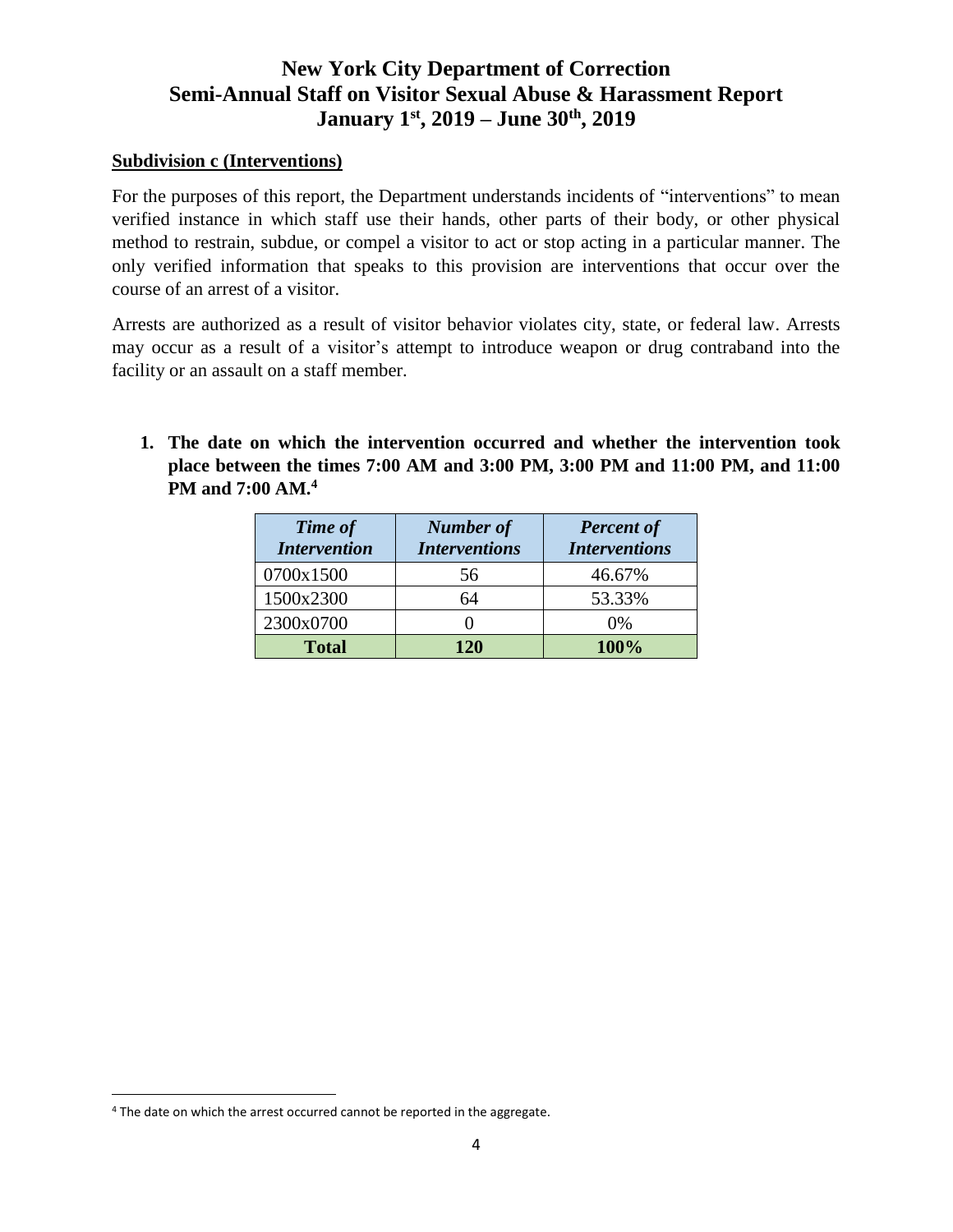# New York City Department of Correction
# Semi-Annual Staff on Visitor Sexual Abuse & Harassment Report
# January 1st, 2019 – June 30th, 2019

**Subdivision c (Interventions)**

For the purposes of this report, the Department understands incidents of "interventions" to mean verified instance in which staff use their hands, other parts of their body, or other physical method to restrain, subdue, or compel a visitor to act or stop acting in a particular manner. The only verified information that speaks to this provision are interventions that occur over the course of an arrest of a visitor.

Arrests are authorized as a result of visitor behavior violates city, state, or federal law. Arrests may occur as a result of a visitor's attempt to introduce weapon or drug contraband into the facility or an assault on a staff member.

1. **The date on which the intervention occurred and whether the intervention took place between the times 7:00 AM and 3:00 PM, 3:00 PM and 11:00 PM, and 11:00 PM and 7:00 AM.**[4]

| *Time of Intervention* | *Number of Interventions* | *Percent of Interventions* |
|---|---|---|
| 0700x1500 | 56 | 46.67% |
| 1500x2300 | 64 | 53.33% |
| 2300x0700 | 0 | 0% |
| **Total** | **120** | **100%** |

[4] The date on which the arrest occurred cannot be reported in the aggregate.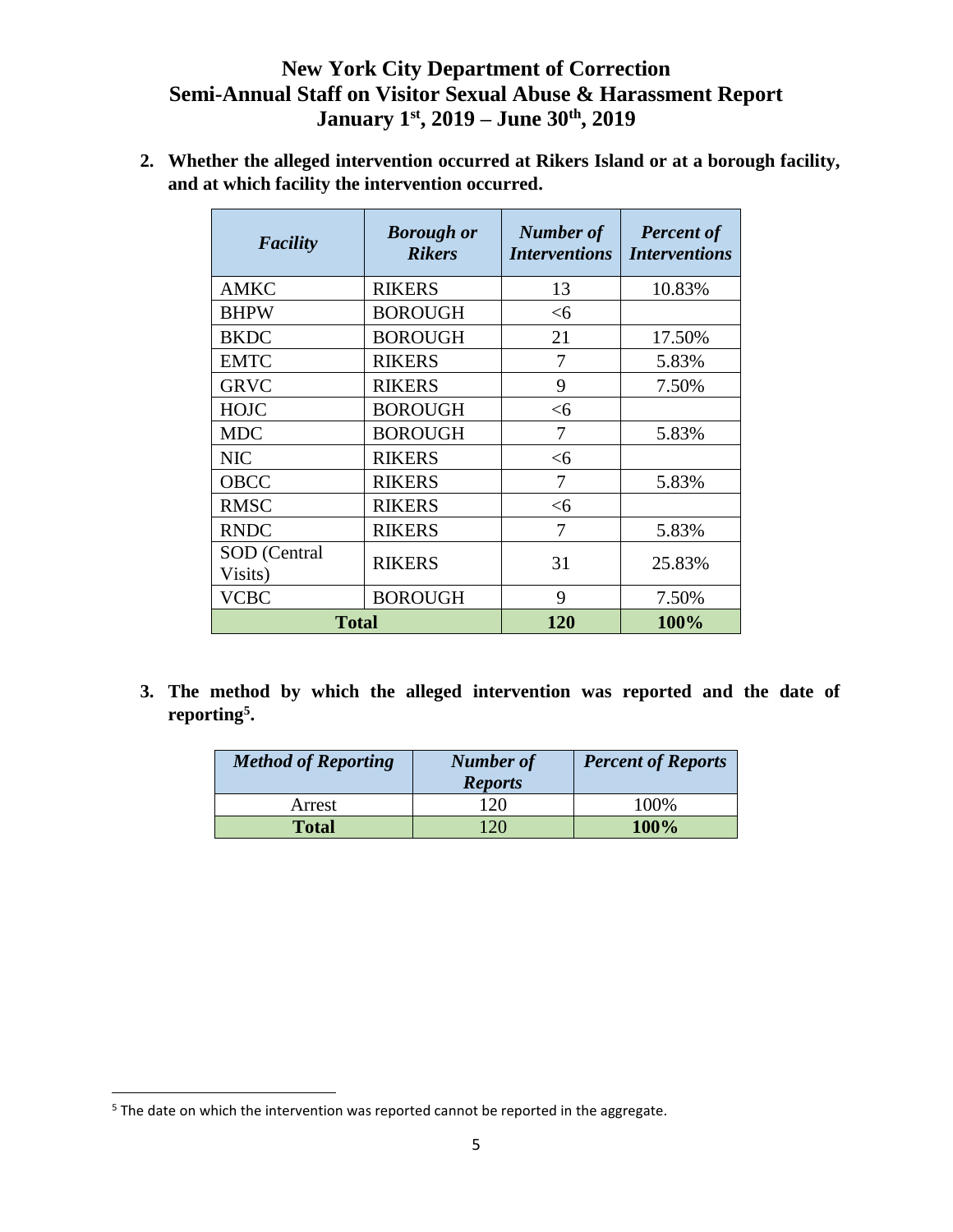# New York City Department of Correction
# Semi-Annual Staff on Visitor Sexual Abuse & Harassment Report
# January 1st, 2019 – June 30th, 2019

**2. Whether the alleged intervention occurred at Rikers Island or at a borough facility, and at which facility the intervention occurred.**

| *Facility* | *Borough or Rikers* | *Number of Interventions* | *Percent of Interventions* |
|---|---|---|---|
| AMKC | RIKERS | 13 | 10.83% |
| BHPW | BOROUGH | <6 | |
| BKDC | BOROUGH | 21 | 17.50% |
| EMTC | RIKERS | 7 | 5.83% |
| GRVC | RIKERS | 9 | 7.50% |
| HOJC | BOROUGH | <6 | |
| MDC | BOROUGH | 7 | 5.83% |
| NIC | RIKERS | <6 | |
| OBCC | RIKERS | 7 | 5.83% |
| RMSC | RIKERS | <6 | |
| RNDC | RIKERS | 7 | 5.83% |
| SOD (Central Visits) | RIKERS | 31 | 25.83% |
| VCBC | BOROUGH | 9 | 7.50% |
| **Total** | | **120** | **100%** |

**3. The method by which the alleged intervention was reported and the date of reporting[5].**

| *Method of Reporting* | *Number of Reports* | *Percent of Reports* |
|---|---|---|
| Arrest | 120 | 100% |
| **Total** | 120 | **100%** |

[5] The date on which the intervention was reported cannot be reported in the aggregate.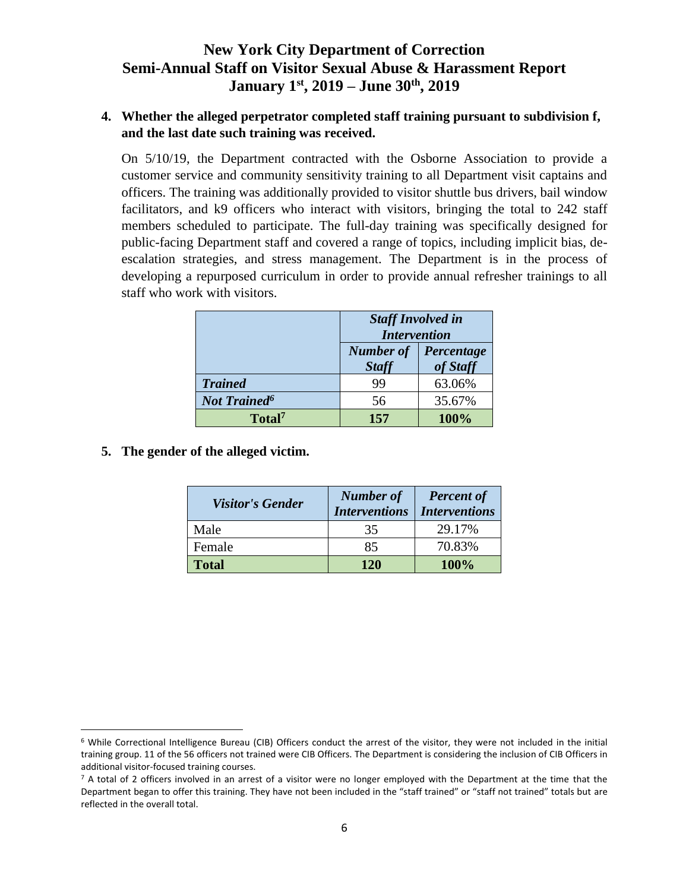**4. Whether the alleged perpetrator completed staff training pursuant to subdivision f, and the last date such training was received.**

On 5/10/19, the Department contracted with the Osborne Association to provide a customer service and community sensitivity training to all Department visit captains and officers. The training was additionally provided to visitor shuttle bus drivers, bail window facilitators, and k9 officers who interact with visitors, bringing the total to 242 staff members scheduled to participate. The full-day training was specifically designed for public-facing Department staff and covered a range of topics, including implicit bias, de-escalation strategies, and stress management. The Department is in the process of developing a repurposed curriculum in order to provide annual refresher trainings to all staff who work with visitors.

| | ***Staff Involved in Intervention*** | |
|---|---|---|
| | ***Number of Staff*** | ***Percentage of Staff*** |
| ***Trained*** | 99 | 63.06% |
| ***Not Trained***[6] | 56 | 35.67% |
| **Total**[7] | **157** | **100%** |

**5. The gender of the alleged victim.**

| *Visitor's Gender* | *Number of Interventions* | *Percent of Interventions* |
|---|---|---|
| Male | 35 | 29.17% |
| Female | 85 | 70.83% |
| **Total** | **120** | **100%** |

[6] While Correctional Intelligence Bureau (CIB) Officers conduct the arrest of the visitor, they were not included in the initial training group. 11 of the 56 officers not trained were CIB Officers. The Department is considering the inclusion of CIB Officers in additional visitor-focused training courses.

[7] A total of 2 officers involved in an arrest of a visitor were no longer employed with the Department at the time that the Department began to offer this training. They have not been included in the "staff trained" or "staff not trained" totals but are reflected in the overall total.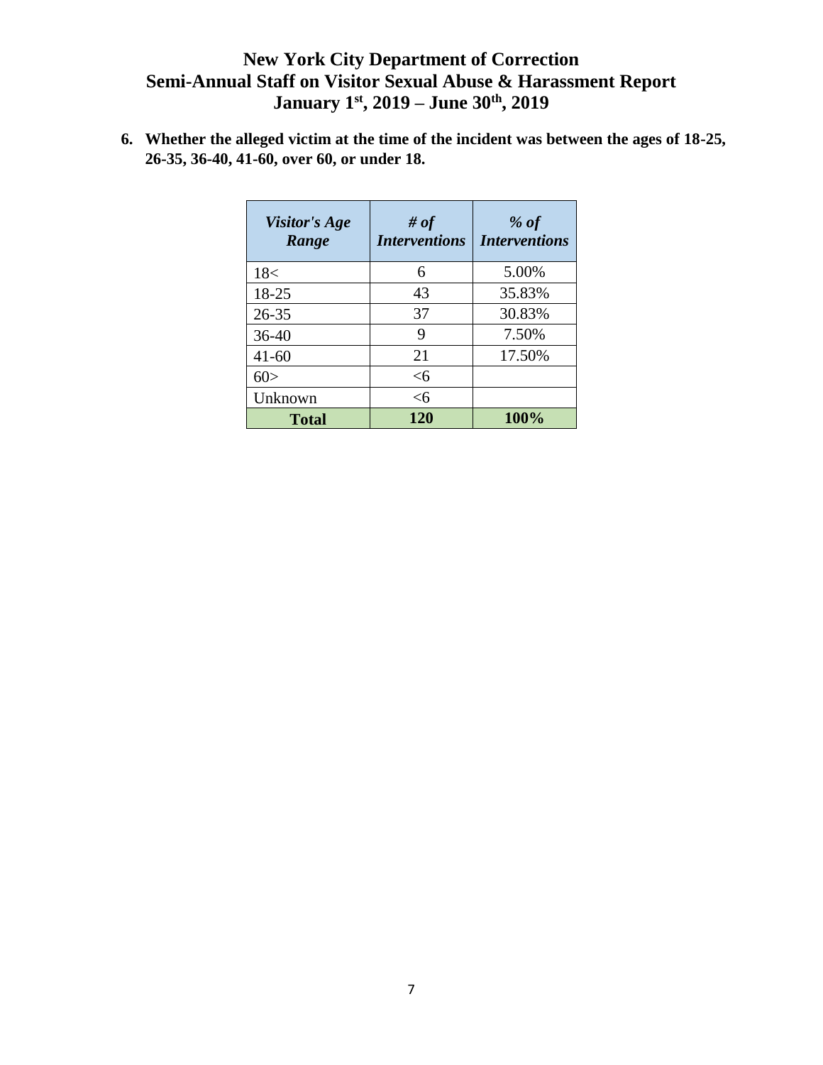# New York City Department of Correction
# Semi-Annual Staff on Visitor Sexual Abuse & Harassment Report
# January 1st, 2019 – June 30th, 2019

**6. Whether the alleged victim at the time of the incident was between the ages of 18-25, 26-35, 36-40, 41-60, over 60, or under 18.**

| *Visitor's Age Range* | *# of Interventions* | *% of Interventions* |
|---|---|---|
| 18< | 6 | 5.00% |
| 18-25 | 43 | 35.83% |
| 26-35 | 37 | 30.83% |
| 36-40 | 9 | 7.50% |
| 41-60 | 21 | 17.50% |
| 60> | <6 | |
| Unknown | <6 | |
| **Total** | **120** | **100%** |